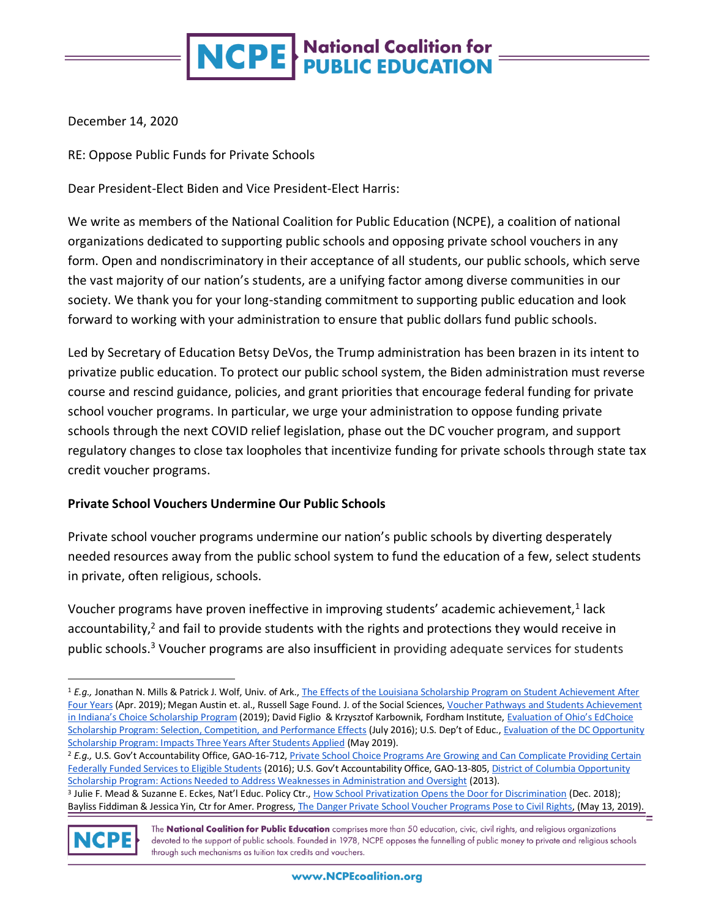December 14, 2020

RE: Oppose Public Funds for Private Schools

Dear President-Elect Biden and Vice President-Elect Harris:

We write as members of the National Coalition for Public Education (NCPE), a coalition of national organizations dedicated to supporting public schools and opposing private school vouchers in any form. Open and nondiscriminatory in their acceptance of all students, our public schools, which serve the vast majority of our nation's students, are a unifying factor among diverse communities in our society. We thank you for your long-standing commitment to supporting public education and look forward to working with your administration to ensure that public dollars fund public schools.

Led by Secretary of Education Betsy DeVos, the Trump administration has been brazen in its intent to privatize public education. To protect our public school system, the Biden administration must reverse course and rescind guidance, policies, and grant priorities that encourage federal funding for private school voucher programs. In particular, we urge your administration to oppose funding private schools through the next COVID relief legislation, phase out the DC voucher program, and support regulatory changes to close tax loopholes that incentivize funding for private schools through state tax credit voucher programs.

**Private School Vouchers Undermine Our Public Schools**

Private school voucher programs undermine our nation's public schools by diverting desperately needed resources away from the public school system to fund the education of a few, select students in private, often religious, schools.

Voucher programs have proven ineffective in improving students' academic achievement,[1] lack accountability,[2] and fail to provide students with the rights and protections they would receive in public schools.[3] Voucher programs are also insufficient in providing adequate services for students

---

[1] *E.g.,* Jonathan N. Mills & Patrick J. Wolf, Univ. of Ark., The Effects of the Louisiana Scholarship Program on Student Achievement After Four Years (Apr. 2019); Megan Austin et. al., Russell Sage Found. J. of the Social Sciences, Voucher Pathways and Students Achievement in Indiana's Choice Scholarship Program (2019); David Figlio & Krzysztof Karbownik, Fordham Institute, Evaluation of Ohio's EdChoice Scholarship Program: Selection, Competition, and Performance Effects (July 2016); U.S. Dep't of Educ., Evaluation of the DC Opportunity Scholarship Program: Impacts Three Years After Students Applied (May 2019).

[2] *E.g.,* U.S. Gov't Accountability Office, GAO-16-712, Private School Choice Programs Are Growing and Can Complicate Providing Certain Federally Funded Services to Eligible Students (2016); U.S. Gov't Accountability Office, GAO-13-805, District of Columbia Opportunity Scholarship Program: Actions Needed to Address Weaknesses in Administration and Oversight (2013).

[3] Julie F. Mead & Suzanne E. Eckes, Nat'l Educ. Policy Ctr., How School Privatization Opens the Door for Discrimination (Dec. 2018); Bayliss Fiddiman & Jessica Yin, Ctr for Amer. Progress, The Danger Private School Voucher Programs Pose to Civil Rights, (May 13, 2019).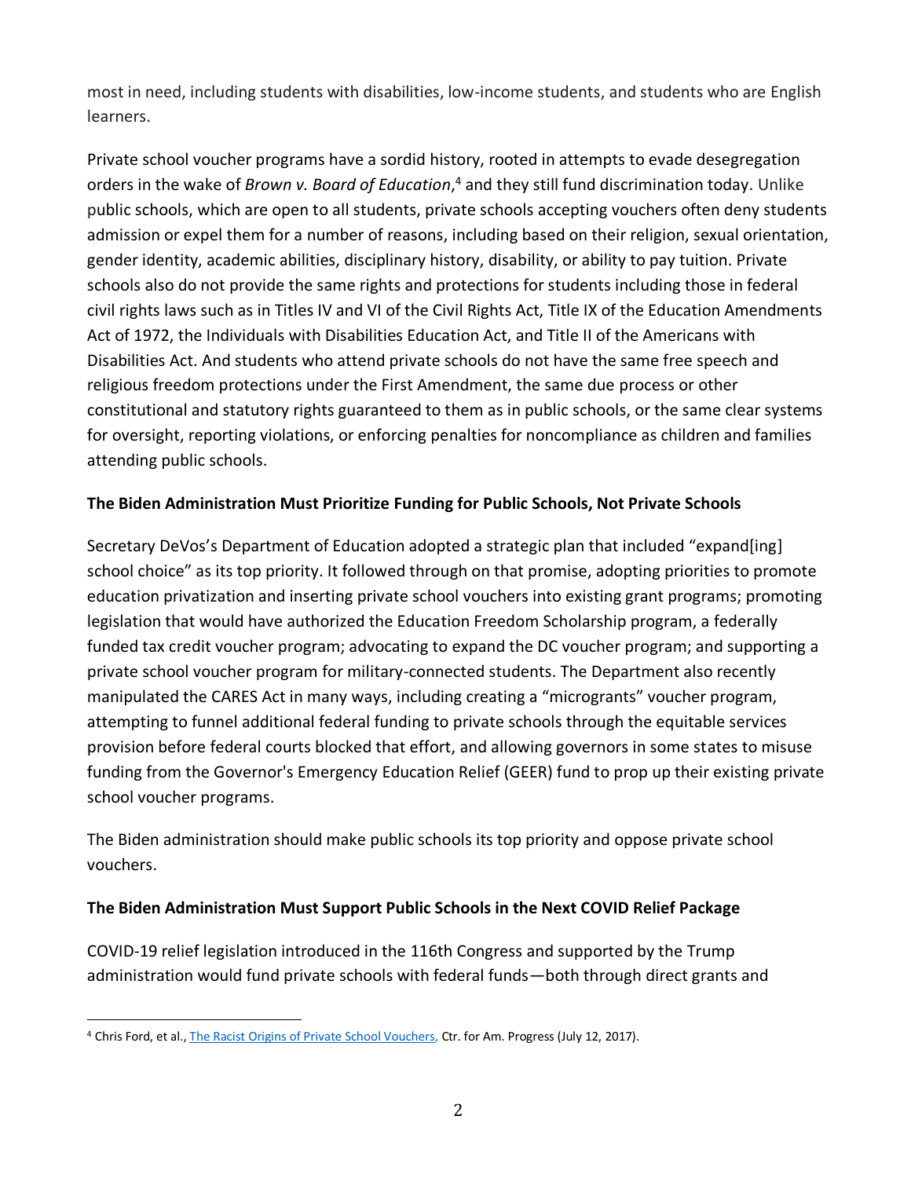most in need, including students with disabilities, low-income students, and students who are English learners.

Private school voucher programs have a sordid history, rooted in attempts to evade desegregation orders in the wake of *Brown v. Board of Education*,[4] and they still fund discrimination today. Unlike public schools, which are open to all students, private schools accepting vouchers often deny students admission or expel them for a number of reasons, including based on their religion, sexual orientation, gender identity, academic abilities, disciplinary history, disability, or ability to pay tuition. Private schools also do not provide the same rights and protections for students including those in federal civil rights laws such as in Titles IV and VI of the Civil Rights Act, Title IX of the Education Amendments Act of 1972, the Individuals with Disabilities Education Act, and Title II of the Americans with Disabilities Act. And students who attend private schools do not have the same free speech and religious freedom protections under the First Amendment, the same due process or other constitutional and statutory rights guaranteed to them as in public schools, or the same clear systems for oversight, reporting violations, or enforcing penalties for noncompliance as children and families attending public schools.

**The Biden Administration Must Prioritize Funding for Public Schools, Not Private Schools**

Secretary DeVos's Department of Education adopted a strategic plan that included "expand[ing] school choice" as its top priority. It followed through on that promise, adopting priorities to promote education privatization and inserting private school vouchers into existing grant programs; promoting legislation that would have authorized the Education Freedom Scholarship program, a federally funded tax credit voucher program; advocating to expand the DC voucher program; and supporting a private school voucher program for military-connected students. The Department also recently manipulated the CARES Act in many ways, including creating a "microgrants" voucher program, attempting to funnel additional federal funding to private schools through the equitable services provision before federal courts blocked that effort, and allowing governors in some states to misuse funding from the Governor's Emergency Education Relief (GEER) fund to prop up their existing private school voucher programs.

The Biden administration should make public schools its top priority and oppose private school vouchers.

**The Biden Administration Must Support Public Schools in the Next COVID Relief Package**

COVID-19 relief legislation introduced in the 116th Congress and supported by the Trump administration would fund private schools with federal funds—both through direct grants and

---

[4] Chris Ford, et al., The Racist Origins of Private School Vouchers, Ctr. for Am. Progress (July 12, 2017).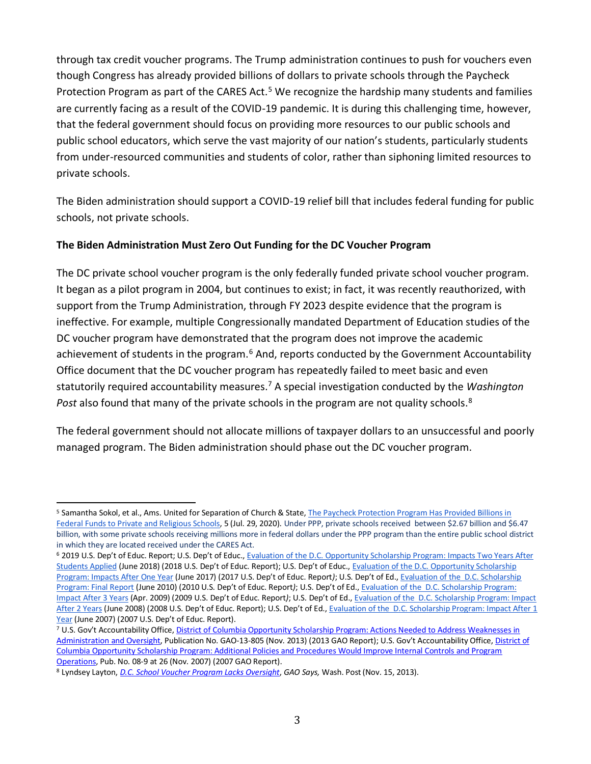through tax credit voucher programs. The Trump administration continues to push for vouchers even though Congress has already provided billions of dollars to private schools through the Paycheck Protection Program as part of the CARES Act.[5] We recognize the hardship many students and families are currently facing as a result of the COVID-19 pandemic. It is during this challenging time, however, that the federal government should focus on providing more resources to our public schools and public school educators, which serve the vast majority of our nation's students, particularly students from under-resourced communities and students of color, rather than siphoning limited resources to private schools.

The Biden administration should support a COVID-19 relief bill that includes federal funding for public schools, not private schools.

**The Biden Administration Must Zero Out Funding for the DC Voucher Program**

The DC private school voucher program is the only federally funded private school voucher program. It began as a pilot program in 2004, but continues to exist; in fact, it was recently reauthorized, with support from the Trump Administration, through FY 2023 despite evidence that the program is ineffective. For example, multiple Congressionally mandated Department of Education studies of the DC voucher program have demonstrated that the program does not improve the academic achievement of students in the program.[6] And, reports conducted by the Government Accountability Office document that the DC voucher program has repeatedly failed to meet basic and even statutorily required accountability measures.[7] A special investigation conducted by the *Washington Post* also found that many of the private schools in the program are not quality schools.[8]

The federal government should not allocate millions of taxpayer dollars to an unsuccessful and poorly managed program. The Biden administration should phase out the DC voucher program.

---

[5] Samantha Sokol, et al., Ams. United for Separation of Church & State, The Paycheck Protection Program Has Provided Billions in Federal Funds to Private and Religious Schools, 5 (Jul. 29, 2020). Under PPP, private schools received between $2.67 billion and $6.47 billion, with some private schools receiving millions more in federal dollars under the PPP program than the entire public school district in which they are located received under the CARES Act.

[6] 2019 U.S. Dep't of Educ. Report; U.S. Dep't of Educ., Evaluation of the D.C. Opportunity Scholarship Program: Impacts Two Years After Students Applied (June 2018) (2018 U.S. Dep't of Educ. Report); U.S. Dep't of Educ., Evaluation of the D.C. Opportunity Scholarship Program: Impacts After One Year (June 2017) (2017 U.S. Dep't of Educ. Report*)*; U.S. Dep't of Ed., Evaluation of the D.C. Scholarship Program: Final Report (June 2010) (2010 U.S. Dep't of Educ. Report*)*; U.S. Dep't of Ed., Evaluation of the D.C. Scholarship Program: Impact After 3 Years (Apr. 2009) (2009 U.S. Dep't of Educ. Report*)*; U.S. Dep't of Ed., Evaluation of the D.C. Scholarship Program: Impact After 2 Years (June 2008) (2008 U.S. Dep't of Educ. Report); U.S. Dep't of Ed., Evaluation of the D.C. Scholarship Program: Impact After 1 Year (June 2007) (2007 U.S. Dep't of Educ. Report).

[7] U.S. Gov't Accountability Office, District of Columbia Opportunity Scholarship Program: Actions Needed to Address Weaknesses in Administration and Oversight, Publication No. GAO-13-805 (Nov. 2013) (2013 GAO Report); U.S. Gov't Accountability Office, District of Columbia Opportunity Scholarship Program: Additional Policies and Procedures Would Improve Internal Controls and Program Operations, Pub. No. 08-9 at 26 (Nov. 2007) (2007 GAO Report).

[8] Lyndsey Layton, *D.C. School Voucher Program Lacks Oversight, GAO Says,* Wash. Post (Nov. 15, 2013).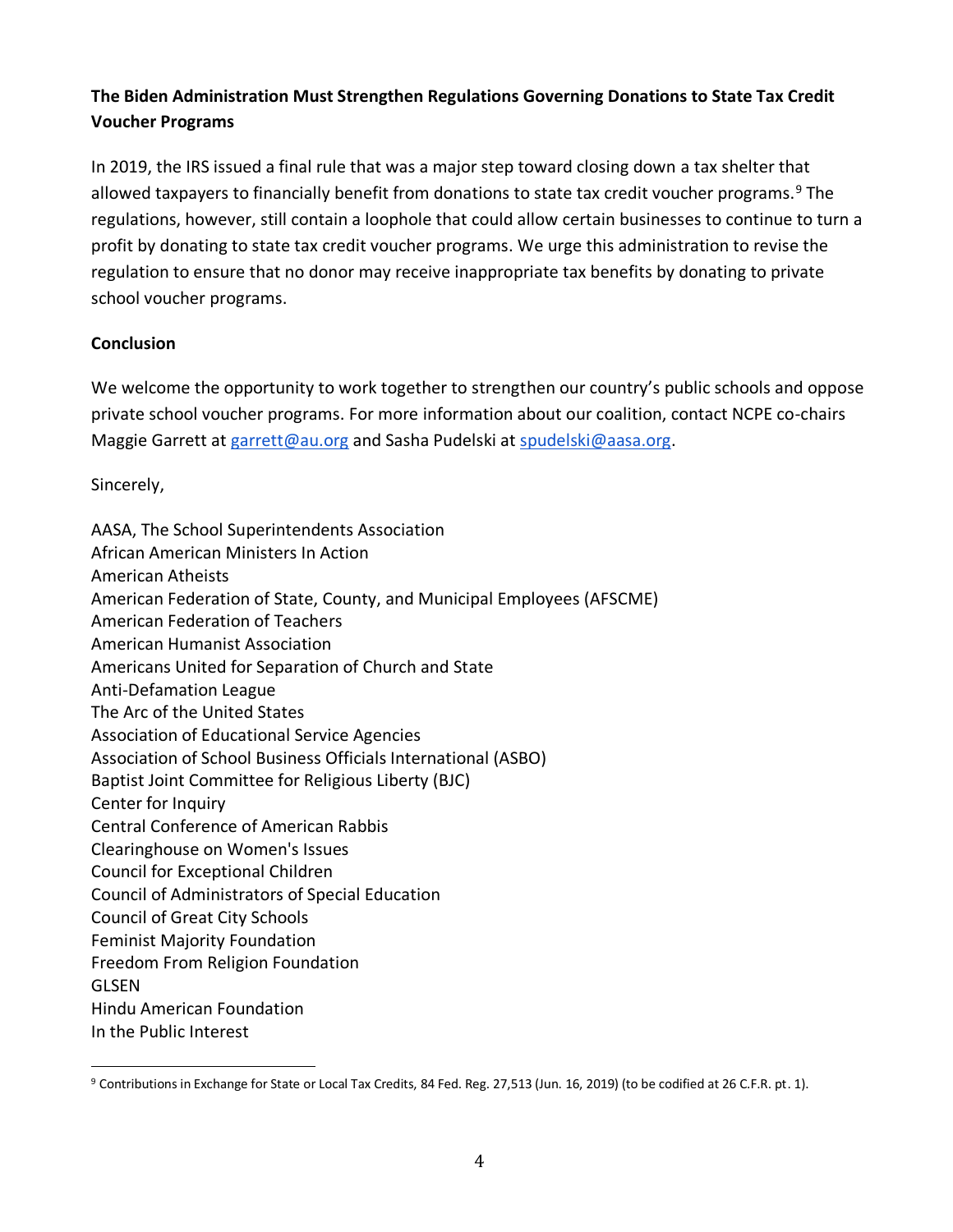**The Biden Administration Must Strengthen Regulations Governing Donations to State Tax Credit Voucher Programs**

In 2019, the IRS issued a final rule that was a major step toward closing down a tax shelter that allowed taxpayers to financially benefit from donations to state tax credit voucher programs.[9] The regulations, however, still contain a loophole that could allow certain businesses to continue to turn a profit by donating to state tax credit voucher programs. We urge this administration to revise the regulation to ensure that no donor may receive inappropriate tax benefits by donating to private school voucher programs.

**Conclusion**

We welcome the opportunity to work together to strengthen our country's public schools and oppose private school voucher programs. For more information about our coalition, contact NCPE co-chairs Maggie Garrett at garrett@au.org and Sasha Pudelski at spudelski@aasa.org.

Sincerely,

AASA, The School Superintendents Association
African American Ministers In Action
American Atheists
American Federation of State, County, and Municipal Employees (AFSCME)
American Federation of Teachers
American Humanist Association
Americans United for Separation of Church and State
Anti-Defamation League
The Arc of the United States
Association of Educational Service Agencies
Association of School Business Officials International (ASBO)
Baptist Joint Committee for Religious Liberty (BJC)
Center for Inquiry
Central Conference of American Rabbis
Clearinghouse on Women's Issues
Council for Exceptional Children
Council of Administrators of Special Education
Council of Great City Schools
Feminist Majority Foundation
Freedom From Religion Foundation
GLSEN
Hindu American Foundation
In the Public Interest

[9] Contributions in Exchange for State or Local Tax Credits, 84 Fed. Reg. 27,513 (Jun. 16, 2019) (to be codified at 26 C.F.R. pt. 1).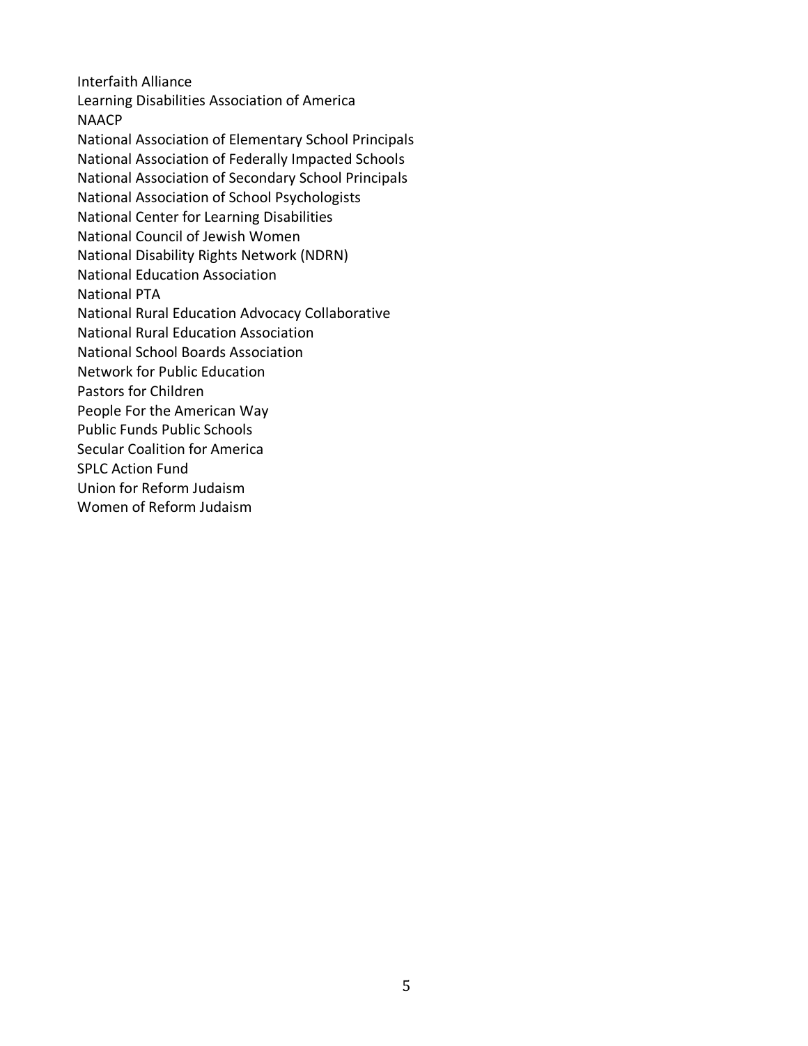Interfaith Alliance
Learning Disabilities Association of America
NAACP
National Association of Elementary School Principals
National Association of Federally Impacted Schools
National Association of Secondary School Principals
National Association of School Psychologists
National Center for Learning Disabilities
National Council of Jewish Women
National Disability Rights Network (NDRN)
National Education Association
National PTA
National Rural Education Advocacy Collaborative
National Rural Education Association
National School Boards Association
Network for Public Education
Pastors for Children
People For the American Way
Public Funds Public Schools
Secular Coalition for America
SPLC Action Fund
Union for Reform Judaism
Women of Reform Judaism